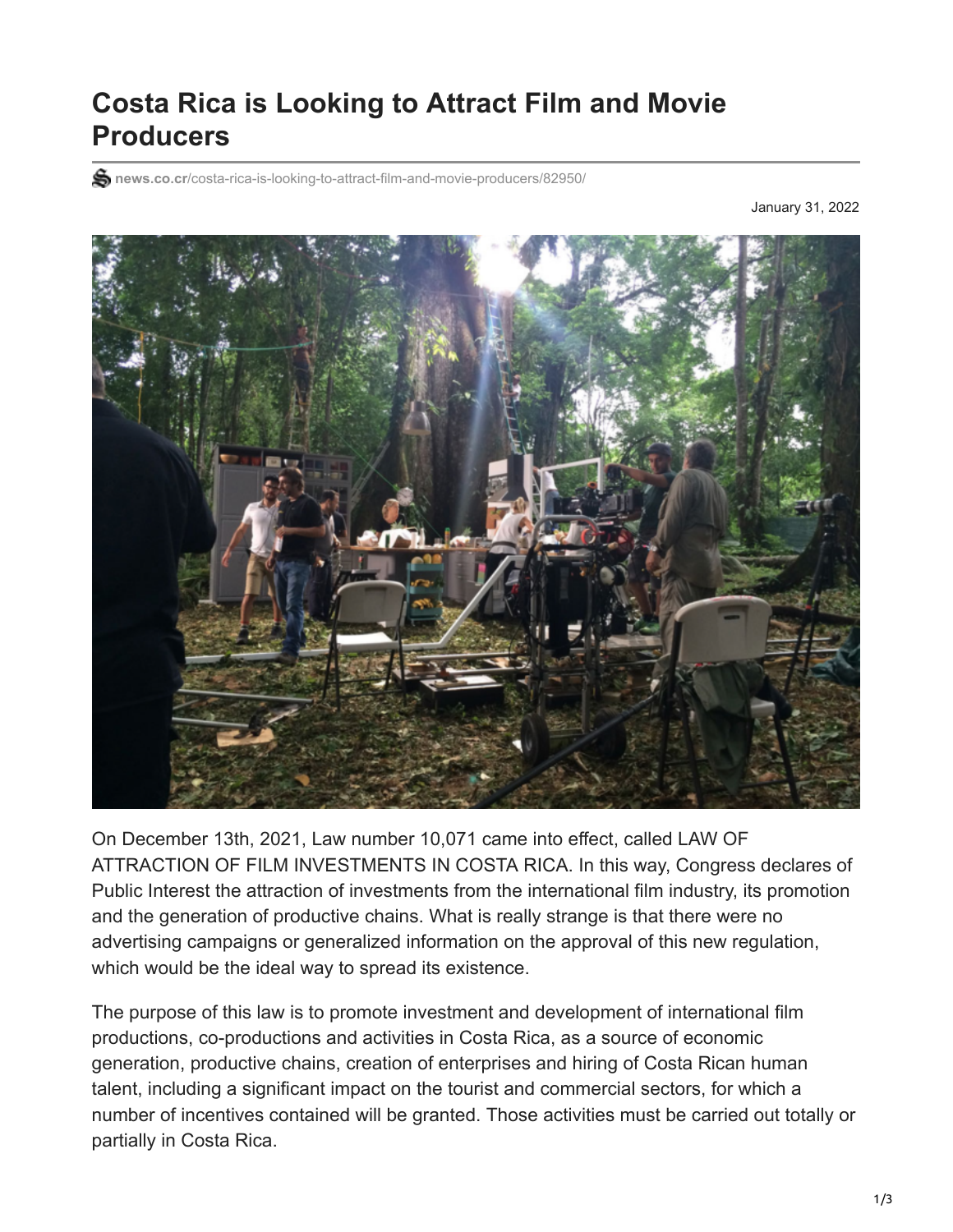# Costa Rica is Looking to Attract Film and Movie Producers

news.co.cr/costa-rica-is-looking-to-attract-film-and-movie-producers/82950/

January 31, 2022

On December 13th, 2021, Law number 10,071 came into effect, called LAW OF ATTRACTION OF FILM INVESTMENTS IN COSTA RICA. In this way, Congress declares of Public Interest the attraction of investments from the international film industry, its promotion and the generation of productive chains. What is really strange is that there were no advertising campaigns or generalized information on the approval of this new regulation, which would be the ideal way to spread its existence.

The purpose of this law is to promote investment and development of international film productions, co-productions and activities in Costa Rica, as a source of economic generation, productive chains, creation of enterprises and hiring of Costa Rican human talent, including a significant impact on the tourist and commercial sectors, for which a number of incentives contained will be granted. Those activities must be carried out totally or partially in Costa Rica.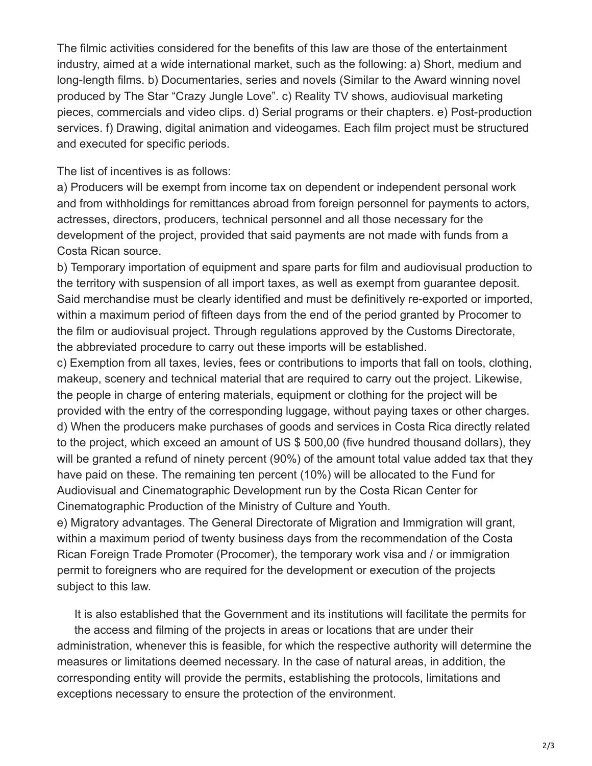The filmic activities considered for the benefits of this law are those of the entertainment industry, aimed at a wide international market, such as the following: a) Short, medium and long-length films. b) Documentaries, series and novels (Similar to the Award winning novel produced by The Star "Crazy Jungle Love". c) Reality TV shows, audiovisual marketing pieces, commercials and video clips. d) Serial programs or their chapters. e) Post-production services. f) Drawing, digital animation and videogames. Each film project must be structured and executed for specific periods.

The list of incentives is as follows:

a) Producers will be exempt from income tax on dependent or independent personal work and from withholdings for remittances abroad from foreign personnel for payments to actors, actresses, directors, producers, technical personnel and all those necessary for the development of the project, provided that said payments are not made with funds from a Costa Rican source.

b) Temporary importation of equipment and spare parts for film and audiovisual production to the territory with suspension of all import taxes, as well as exempt from guarantee deposit. Said merchandise must be clearly identified and must be definitively re-exported or imported, within a maximum period of fifteen days from the end of the period granted by Procomer to the film or audiovisual project. Through regulations approved by the Customs Directorate, the abbreviated procedure to carry out these imports will be established.

c) Exemption from all taxes, levies, fees or contributions to imports that fall on tools, clothing, makeup, scenery and technical material that are required to carry out the project. Likewise, the people in charge of entering materials, equipment or clothing for the project will be provided with the entry of the corresponding luggage, without paying taxes or other charges.

d) When the producers make purchases of goods and services in Costa Rica directly related to the project, which exceed an amount of US $ 500,00 (five hundred thousand dollars), they will be granted a refund of ninety percent (90%) of the amount total value added tax that they have paid on these. The remaining ten percent (10%) will be allocated to the Fund for Audiovisual and Cinematographic Development run by the Costa Rican Center for Cinematographic Production of the Ministry of Culture and Youth.

e) Migratory advantages. The General Directorate of Migration and Immigration will grant, within a maximum period of twenty business days from the recommendation of the Costa Rican Foreign Trade Promoter (Procomer), the temporary work visa and / or immigration permit to foreigners who are required for the development or execution of the projects subject to this law.

It is also established that the Government and its institutions will facilitate the permits for the access and filming of the projects in areas or locations that are under their administration, whenever this is feasible, for which the respective authority will determine the measures or limitations deemed necessary. In the case of natural areas, in addition, the corresponding entity will provide the permits, establishing the protocols, limitations and exceptions necessary to ensure the protection of the environment.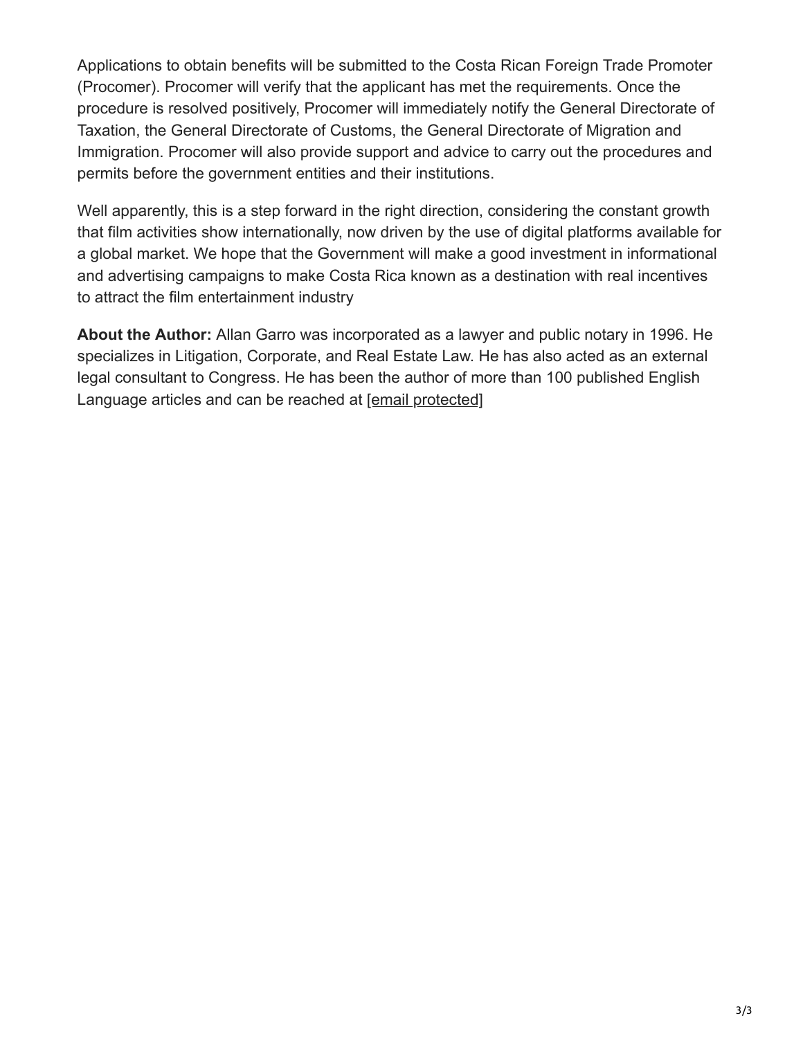Applications to obtain benefits will be submitted to the Costa Rican Foreign Trade Promoter (Procomer). Procomer will verify that the applicant has met the requirements. Once the procedure is resolved positively, Procomer will immediately notify the General Directorate of Taxation, the General Directorate of Customs, the General Directorate of Migration and Immigration. Procomer will also provide support and advice to carry out the procedures and permits before the government entities and their institutions.

Well apparently, this is a step forward in the right direction, considering the constant growth that film activities show internationally, now driven by the use of digital platforms available for a global market. We hope that the Government will make a good investment in informational and advertising campaigns to make Costa Rica known as a destination with real incentives to attract the film entertainment industry

**About the Author:** Allan Garro was incorporated as a lawyer and public notary in 1996. He specializes in Litigation, Corporate, and Real Estate Law. He has also acted as an external legal consultant to Congress. He has been the author of more than 100 published English Language articles and can be reached at [email protected]